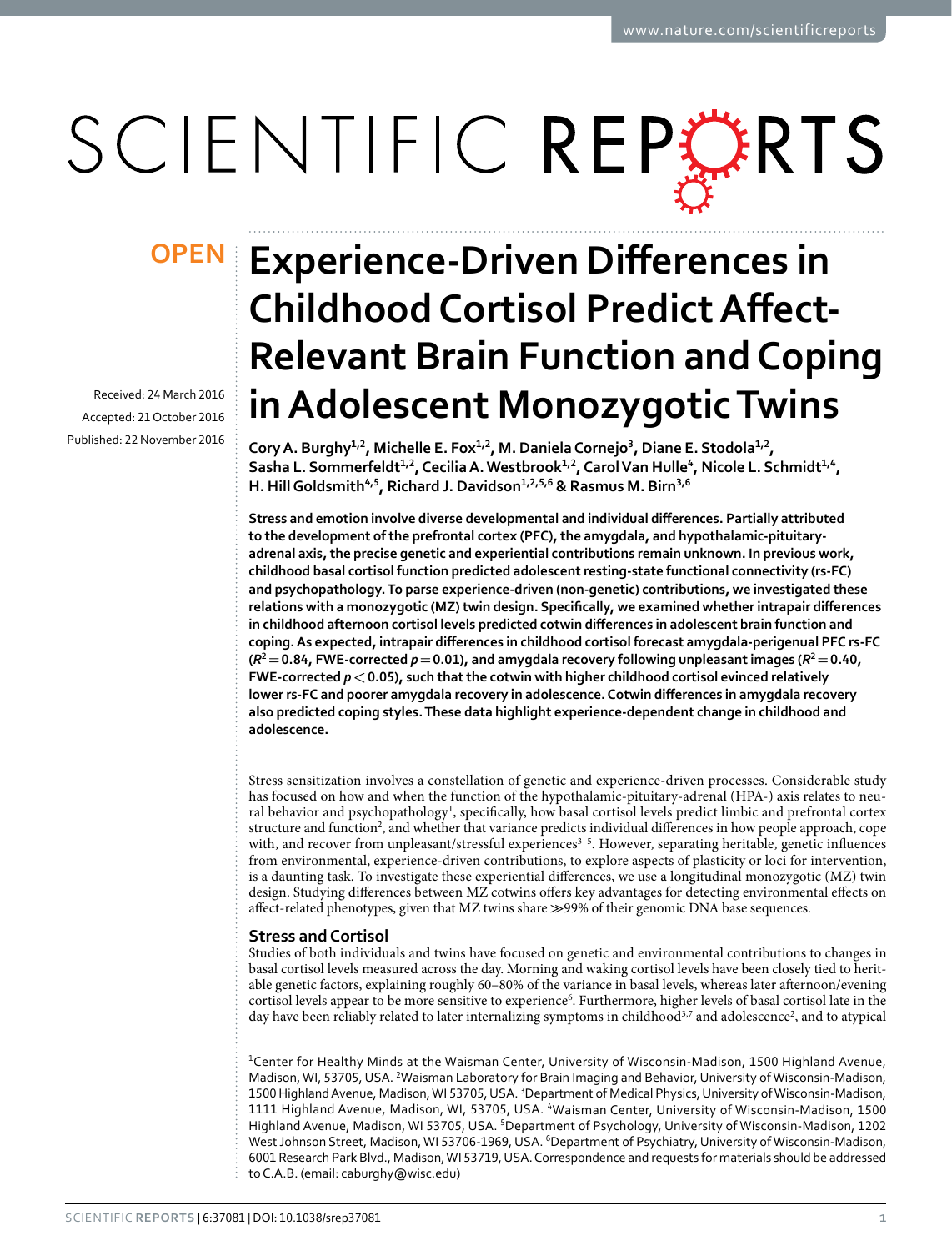OPEN

# Experience-Driven Differences in Childhood Cortisol Predict Affect-Relevant Brain Function and Coping in Adolescent Monozygotic Twins

Received: 24 March 2016
Accepted: 21 October 2016
Published: 22 November 2016

Cory A. Burghy[1,2], Michelle E. Fox[1,2], M. Daniela Cornejo[3], Diane E. Stodola[1,2], Sasha L. Sommerfeldt[1,2], Cecilia A. Westbrook[1,2], Carol Van Hulle[4], Nicole L. Schmidt[1,4], H. Hill Goldsmith[4,5], Richard J. Davidson[1,2,5,6] & Rasmus M. Birn[3,6]

**Stress and emotion involve diverse developmental and individual differences. Partially attributed to the development of the prefrontal cortex (PFC), the amygdala, and hypothalamic-pituitary-adrenal axis, the precise genetic and experiential contributions remain unknown. In previous work, childhood basal cortisol function predicted adolescent resting-state functional connectivity (rs-FC) and psychopathology. To parse experience-driven (non-genetic) contributions, we investigated these relations with a monozygotic (MZ) twin design. Specifically, we examined whether intrapair differences in childhood afternoon cortisol levels predicted cotwin differences in adolescent brain function and coping. As expected, intrapair differences in childhood cortisol forecast amygdala-perigenual PFC rs-FC ($R^2 = 0.84$, FWE-corrected $p = 0.01$), and amygdala recovery following unpleasant images ($R^2 = 0.40$, FWE-corrected $p < 0.05$), such that the cotwin with higher childhood cortisol evinced relatively lower rs-FC and poorer amygdala recovery in adolescence. Cotwin differences in amygdala recovery also predicted coping styles. These data highlight experience-dependent change in childhood and adolescence.**

Stress sensitization involves a constellation of genetic and experience-driven processes. Considerable study has focused on how and when the function of the hypothalamic-pituitary-adrenal (HPA-) axis relates to neural behavior and psychopathology[1], specifically, how basal cortisol levels predict limbic and prefrontal cortex structure and function[2], and whether that variance predicts individual differences in how people approach, cope with, and recover from unpleasant/stressful experiences[3–5]. However, separating heritable, genetic influences from environmental, experience-driven contributions, to explore aspects of plasticity or loci for intervention, is a daunting task. To investigate these experiential differences, we use a longitudinal monozygotic (MZ) twin design. Studying differences between MZ cotwins offers key advantages for detecting environmental effects on affect-related phenotypes, given that MZ twins share ≫99% of their genomic DNA base sequences.

## Stress and Cortisol

Studies of both individuals and twins have focused on genetic and environmental contributions to changes in basal cortisol levels measured across the day. Morning and waking cortisol levels have been closely tied to heritable genetic factors, explaining roughly 60–80% of the variance in basal levels, whereas later afternoon/evening cortisol levels appear to be more sensitive to experience[6]. Furthermore, higher levels of basal cortisol late in the day have been reliably related to later internalizing symptoms in childhood[3,7] and adolescence[2], and to atypical

[1]Center for Healthy Minds at the Waisman Center, University of Wisconsin-Madison, 1500 Highland Avenue, Madison, WI, 53705, USA. [2]Waisman Laboratory for Brain Imaging and Behavior, University of Wisconsin-Madison, 1500 Highland Avenue, Madison, WI 53705, USA. [3]Department of Medical Physics, University of Wisconsin-Madison, 1111 Highland Avenue, Madison, WI, 53705, USA. [4]Waisman Center, University of Wisconsin-Madison, 1500 Highland Avenue, Madison, WI 53705, USA. [5]Department of Psychology, University of Wisconsin-Madison, 1202 West Johnson Street, Madison, WI 53706-1969, USA. [6]Department of Psychiatry, University of Wisconsin-Madison, 6001 Research Park Blvd., Madison, WI 53719, USA. Correspondence and requests for materials should be addressed to C.A.B. (email: caburghy@wisc.edu)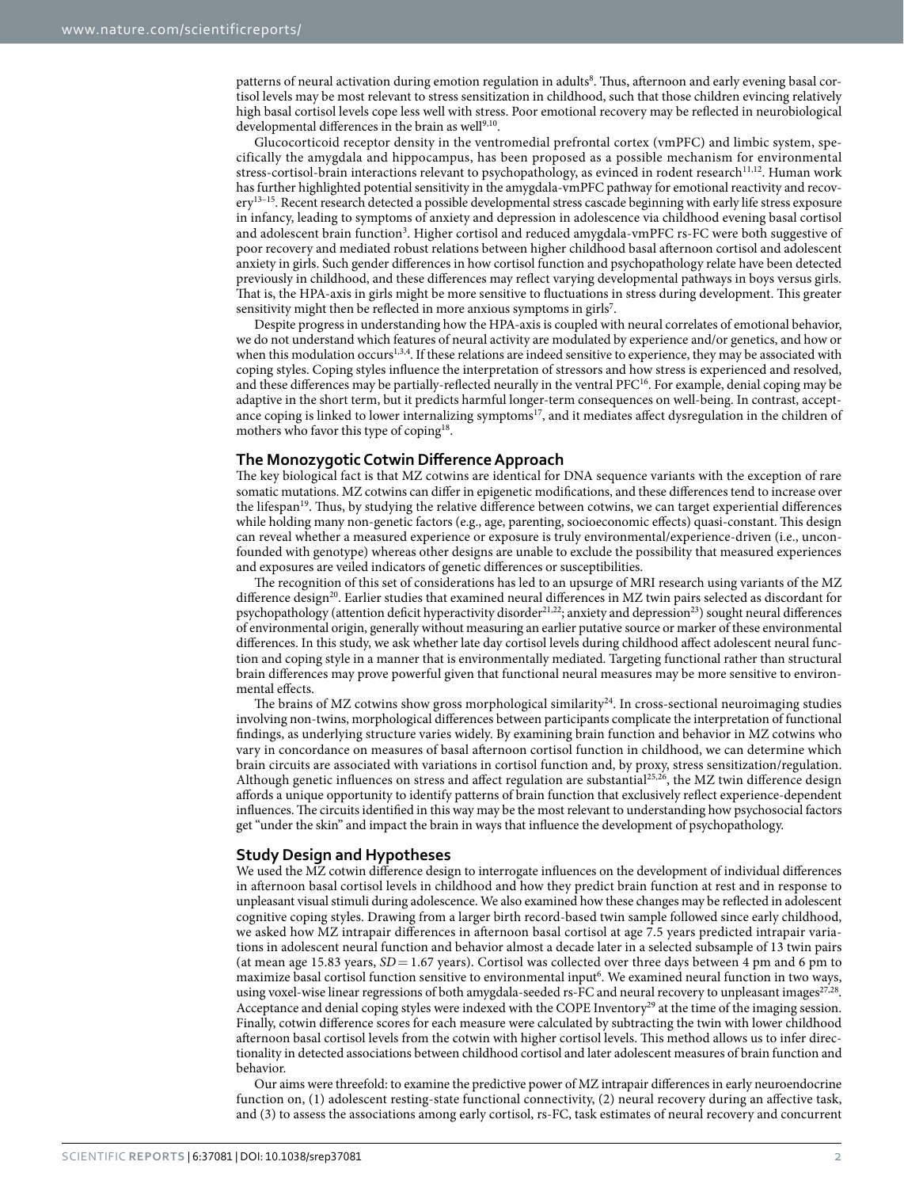patterns of neural activation during emotion regulation in adults[8]. Thus, afternoon and early evening basal cortisol levels may be most relevant to stress sensitization in childhood, such that those children evincing relatively high basal cortisol levels cope less well with stress. Poor emotional recovery may be reflected in neurobiological developmental differences in the brain as well[9,10].

Glucocorticoid receptor density in the ventromedial prefrontal cortex (vmPFC) and limbic system, specifically the amygdala and hippocampus, has been proposed as a possible mechanism for environmental stress-cortisol-brain interactions relevant to psychopathology, as evinced in rodent research[11,12]. Human work has further highlighted potential sensitivity in the amygdala-vmPFC pathway for emotional reactivity and recovery[13–15]. Recent research detected a possible developmental stress cascade beginning with early life stress exposure in infancy, leading to symptoms of anxiety and depression in adolescence via childhood evening basal cortisol and adolescent brain function[3]. Higher cortisol and reduced amygdala-vmPFC rs-FC were both suggestive of poor recovery and mediated robust relations between higher childhood basal afternoon cortisol and adolescent anxiety in girls. Such gender differences in how cortisol function and psychopathology relate have been detected previously in childhood, and these differences may reflect varying developmental pathways in boys versus girls. That is, the HPA-axis in girls might be more sensitive to fluctuations in stress during development. This greater sensitivity might then be reflected in more anxious symptoms in girls[7].

Despite progress in understanding how the HPA-axis is coupled with neural correlates of emotional behavior, we do not understand which features of neural activity are modulated by experience and/or genetics, and how or when this modulation occurs[1,3,4]. If these relations are indeed sensitive to experience, they may be associated with coping styles. Coping styles influence the interpretation of stressors and how stress is experienced and resolved, and these differences may be partially-reflected neurally in the ventral PFC[16]. For example, denial coping may be adaptive in the short term, but it predicts harmful longer-term consequences on well-being. In contrast, acceptance coping is linked to lower internalizing symptoms[17], and it mediates affect dysregulation in the children of mothers who favor this type of coping[18].

## The Monozygotic Cotwin Difference Approach

The key biological fact is that MZ cotwins are identical for DNA sequence variants with the exception of rare somatic mutations. MZ cotwins can differ in epigenetic modifications, and these differences tend to increase over the lifespan[19]. Thus, by studying the relative difference between cotwins, we can target experiential differences while holding many non-genetic factors (e.g., age, parenting, socioeconomic effects) quasi-constant. This design can reveal whether a measured experience or exposure is truly environmental/experience-driven (i.e., unconfounded with genotype) whereas other designs are unable to exclude the possibility that measured experiences and exposures are veiled indicators of genetic differences or susceptibilities.

The recognition of this set of considerations has led to an upsurge of MRI research using variants of the MZ difference design[20]. Earlier studies that examined neural differences in MZ twin pairs selected as discordant for psychopathology (attention deficit hyperactivity disorder[21,22]; anxiety and depression[23]) sought neural differences of environmental origin, generally without measuring an earlier putative source or marker of these environmental differences. In this study, we ask whether late day cortisol levels during childhood affect adolescent neural function and coping style in a manner that is environmentally mediated. Targeting functional rather than structural brain differences may prove powerful given that functional neural measures may be more sensitive to environmental effects.

The brains of MZ cotwins show gross morphological similarity[24]. In cross-sectional neuroimaging studies involving non-twins, morphological differences between participants complicate the interpretation of functional findings, as underlying structure varies widely. By examining brain function and behavior in MZ cotwins who vary in concordance on measures of basal afternoon cortisol function in childhood, we can determine which brain circuits are associated with variations in cortisol function and, by proxy, stress sensitization/regulation. Although genetic influences on stress and affect regulation are substantial[25,26], the MZ twin difference design affords a unique opportunity to identify patterns of brain function that exclusively reflect experience-dependent influences. The circuits identified in this way may be the most relevant to understanding how psychosocial factors get "under the skin" and impact the brain in ways that influence the development of psychopathology.

## Study Design and Hypotheses

We used the MZ cotwin difference design to interrogate influences on the development of individual differences in afternoon basal cortisol levels in childhood and how they predict brain function at rest and in response to unpleasant visual stimuli during adolescence. We also examined how these changes may be reflected in adolescent cognitive coping styles. Drawing from a larger birth record-based twin sample followed since early childhood, we asked how MZ intrapair differences in afternoon basal cortisol at age 7.5 years predicted intrapair variations in adolescent neural function and behavior almost a decade later in a selected subsample of 13 twin pairs (at mean age 15.83 years, $SD = 1.67$ years). Cortisol was collected over three days between 4 pm and 6 pm to maximize basal cortisol function sensitive to environmental input[6]. We examined neural function in two ways, using voxel-wise linear regressions of both amygdala-seeded rs-FC and neural recovery to unpleasant images[27,28]. Acceptance and denial coping styles were indexed with the COPE Inventory[29] at the time of the imaging session. Finally, cotwin difference scores for each measure were calculated by subtracting the twin with lower childhood afternoon basal cortisol levels from the cotwin with higher cortisol levels. This method allows us to infer directionality in detected associations between childhood cortisol and later adolescent measures of brain function and behavior.

Our aims were threefold: to examine the predictive power of MZ intrapair differences in early neuroendocrine function on, (1) adolescent resting-state functional connectivity, (2) neural recovery during an affective task, and (3) to assess the associations among early cortisol, rs-FC, task estimates of neural recovery and concurrent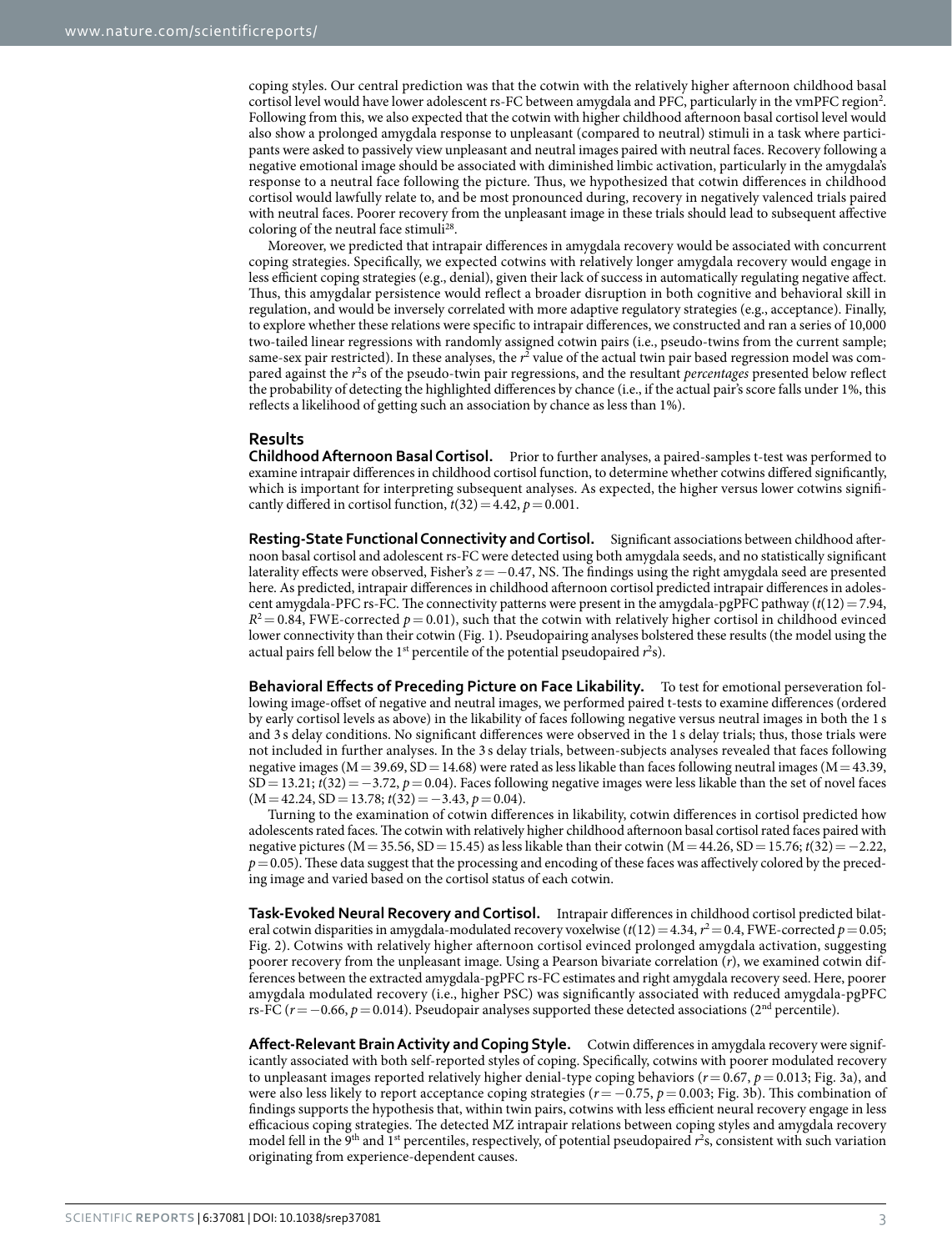coping styles. Our central prediction was that the cotwin with the relatively higher afternoon childhood basal cortisol level would have lower adolescent rs-FC between amygdala and PFC, particularly in the vmPFC region[2]. Following from this, we also expected that the cotwin with higher childhood afternoon basal cortisol level would also show a prolonged amygdala response to unpleasant (compared to neutral) stimuli in a task where participants were asked to passively view unpleasant and neutral images paired with neutral faces. Recovery following a negative emotional image should be associated with diminished limbic activation, particularly in the amygdala's response to a neutral face following the picture. Thus, we hypothesized that cotwin differences in childhood cortisol would lawfully relate to, and be most pronounced during, recovery in negatively valenced trials paired with neutral faces. Poorer recovery from the unpleasant image in these trials should lead to subsequent affective coloring of the neutral face stimuli[28].

Moreover, we predicted that intrapair differences in amygdala recovery would be associated with concurrent coping strategies. Specifically, we expected cotwins with relatively longer amygdala recovery would engage in less efficient coping strategies (e.g., denial), given their lack of success in automatically regulating negative affect. Thus, this amygdalar persistence would reflect a broader disruption in both cognitive and behavioral skill in regulation, and would be inversely correlated with more adaptive regulatory strategies (e.g., acceptance). Finally, to explore whether these relations were specific to intrapair differences, we constructed and ran a series of 10,000 two-tailed linear regressions with randomly assigned cotwin pairs (i.e., pseudo-twins from the current sample; same-sex pair restricted). In these analyses, the $r^2$ value of the actual twin pair based regression model was compared against the $r^2$s of the pseudo-twin pair regressions, and the resultant *percentages* presented below reflect the probability of detecting the highlighted differences by chance (i.e., if the actual pair's score falls under 1%, this reflects a likelihood of getting such an association by chance as less than 1%).

## Results

**Childhood Afternoon Basal Cortisol.** Prior to further analyses, a paired-samples t-test was performed to examine intrapair differences in childhood cortisol function, to determine whether cotwins differed significantly, which is important for interpreting subsequent analyses. As expected, the higher versus lower cotwins significantly differed in cortisol function, $t(32) = 4.42$, $p = 0.001$.

**Resting-State Functional Connectivity and Cortisol.** Significant associations between childhood afternoon basal cortisol and adolescent rs-FC were detected using both amygdala seeds, and no statistically significant laterality effects were observed, Fisher's $z = -0.47$, NS. The findings using the right amygdala seed are presented here. As predicted, intrapair differences in childhood afternoon cortisol predicted intrapair differences in adolescent amygdala-PFC rs-FC. The connectivity patterns were present in the amygdala-pgPFC pathway ($t(12) = 7.94$, $R^2 = 0.84$, FWE-corrected $p = 0.01$), such that the cotwin with relatively higher cortisol in childhood evinced lower connectivity than their cotwin (Fig. 1). Pseudopairing analyses bolstered these results (the model using the actual pairs fell below the 1[st] percentile of the potential pseudopaired $r^2$s).

**Behavioral Effects of Preceding Picture on Face Likability.** To test for emotional perseveration following image-offset of negative and neutral images, we performed paired t-tests to examine differences (ordered by early cortisol levels as above) in the likability of faces following negative versus neutral images in both the 1 s and 3 s delay conditions. No significant differences were observed in the 1 s delay trials; thus, those trials were not included in further analyses. In the 3 s delay trials, between-subjects analyses revealed that faces following negative images (M = 39.69, SD = 14.68) were rated as less likable than faces following neutral images (M = 43.39, SD = 13.21; $t(32) = -3.72$, $p = 0.04$). Faces following negative images were less likable than the set of novel faces (M = 42.24, SD = 13.78; $t(32) = -3.43$, $p = 0.04$).

Turning to the examination of cotwin differences in likability, cotwin differences in cortisol predicted how adolescents rated faces. The cotwin with relatively higher childhood afternoon basal cortisol rated faces paired with negative pictures (M = 35.56, SD = 15.45) as less likable than their cotwin (M = 44.26, SD = 15.76; $t(32) = -2.22$, $p = 0.05$). These data suggest that the processing and encoding of these faces was affectively colored by the preceding image and varied based on the cortisol status of each cotwin.

**Task-Evoked Neural Recovery and Cortisol.** Intrapair differences in childhood cortisol predicted bilateral cotwin disparities in amygdala-modulated recovery voxelwise ($t(12) = 4.34$, $r^2 = 0.4$, FWE-corrected $p = 0.05$; Fig. 2). Cotwins with relatively higher afternoon cortisol evinced prolonged amygdala activation, suggesting poorer recovery from the unpleasant image. Using a Pearson bivariate correlation ($r$), we examined cotwin differences between the extracted amygdala-pgPFC rs-FC estimates and right amygdala recovery seed. Here, poorer amygdala modulated recovery (i.e., higher PSC) was significantly associated with reduced amygdala-pgPFC rs-FC ($r = -0.66$, $p = 0.014$). Pseudopair analyses supported these detected associations (2[nd] percentile).

**Affect-Relevant Brain Activity and Coping Style.** Cotwin differences in amygdala recovery were significantly associated with both self-reported styles of coping. Specifically, cotwins with poorer modulated recovery to unpleasant images reported relatively higher denial-type coping behaviors ($r = 0.67$, $p = 0.013$; Fig. 3a), and were also less likely to report acceptance coping strategies ($r = -0.75$, $p = 0.003$; Fig. 3b). This combination of findings supports the hypothesis that, within twin pairs, cotwins with less efficient neural recovery engage in less efficacious coping strategies. The detected MZ intrapair relations between coping styles and amygdala recovery model fell in the 9[th] and 1[st] percentiles, respectively, of potential pseudopaired $r^2$s, consistent with such variation originating from experience-dependent causes.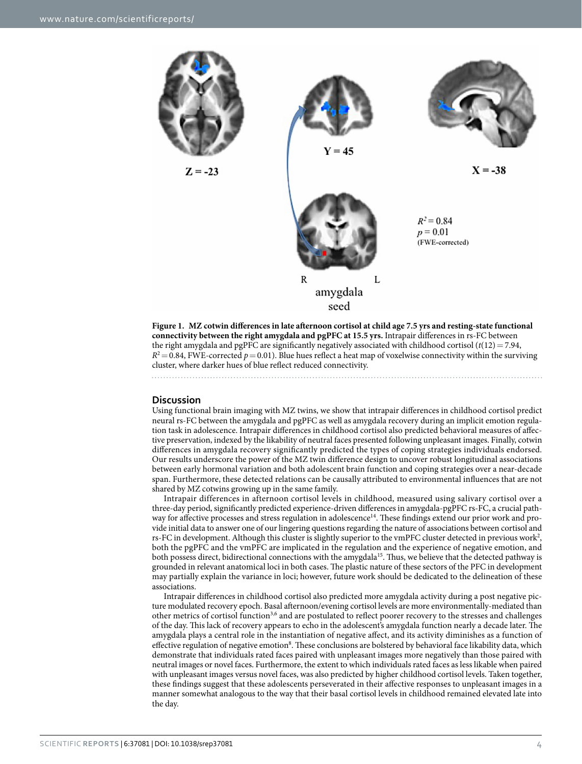Z = -23

Y = 45

X = -38

$R^2 = 0.84$
$p = 0.01$
(FWE-corrected)

R L

amygdala seed

**Figure 1. MZ cotwin differences in late afternoon cortisol at child age 7.5 yrs and resting-state functional connectivity between the right amygdala and pgPFC at 15.5 yrs.** Intrapair differences in rs-FC between the right amygdala and pgPFC are significantly negatively associated with childhood cortisol ($t(12) = 7.94$, $R^2 = 0.84$, FWE-corrected $p = 0.01$). Blue hues reflect a heat map of voxelwise connectivity within the surviving cluster, where darker hues of blue reflect reduced connectivity.

## Discussion

Using functional brain imaging with MZ twins, we show that intrapair differences in childhood cortisol predict neural rs-FC between the amygdala and pgPFC as well as amygdala recovery during an implicit emotion regulation task in adolescence. Intrapair differences in childhood cortisol also predicted behavioral measures of affective preservation, indexed by the likability of neutral faces presented following unpleasant images. Finally, cotwin differences in amygdala recovery significantly predicted the types of coping strategies individuals endorsed. Our results underscore the power of the MZ twin difference design to uncover robust longitudinal associations between early hormonal variation and both adolescent brain function and coping strategies over a near-decade span. Furthermore, these detected relations can be causally attributed to environmental influences that are not shared by MZ cotwins growing up in the same family.

Intrapair differences in afternoon cortisol levels in childhood, measured using salivary cortisol over a three-day period, significantly predicted experience-driven differences in amygdala-pgPFC rs-FC, a crucial pathway for affective processes and stress regulation in adolescence[14]. These findings extend our prior work and provide initial data to answer one of our lingering questions regarding the nature of associations between cortisol and rs-FC in development. Although this cluster is slightly superior to the vmPFC cluster detected in previous work[2], both the pgPFC and the vmPFC are implicated in the regulation and the experience of negative emotion, and both possess direct, bidirectional connections with the amygdala[15]. Thus, we believe that the detected pathway is grounded in relevant anatomical loci in both cases. The plastic nature of these sectors of the PFC in development may partially explain the variance in loci; however, future work should be dedicated to the delineation of these associations.

Intrapair differences in childhood cortisol also predicted more amygdala activity during a post negative picture modulated recovery epoch. Basal afternoon/evening cortisol levels are more environmentally-mediated than other metrics of cortisol function[3,6] and are postulated to reflect poorer recovery to the stresses and challenges of the day. This lack of recovery appears to echo in the adolescent's amygdala function nearly a decade later. The amygdala plays a central role in the instantiation of negative affect, and its activity diminishes as a function of effective regulation of negative emotion[8]. These conclusions are bolstered by behavioral face likability data, which demonstrate that individuals rated faces paired with unpleasant images more negatively than those paired with neutral images or novel faces. Furthermore, the extent to which individuals rated faces as less likable when paired with unpleasant images versus novel faces, was also predicted by higher childhood cortisol levels. Taken together, these findings suggest that these adolescents perseverated in their affective responses to unpleasant images in a manner somewhat analogous to the way that their basal cortisol levels in childhood remained elevated late into the day.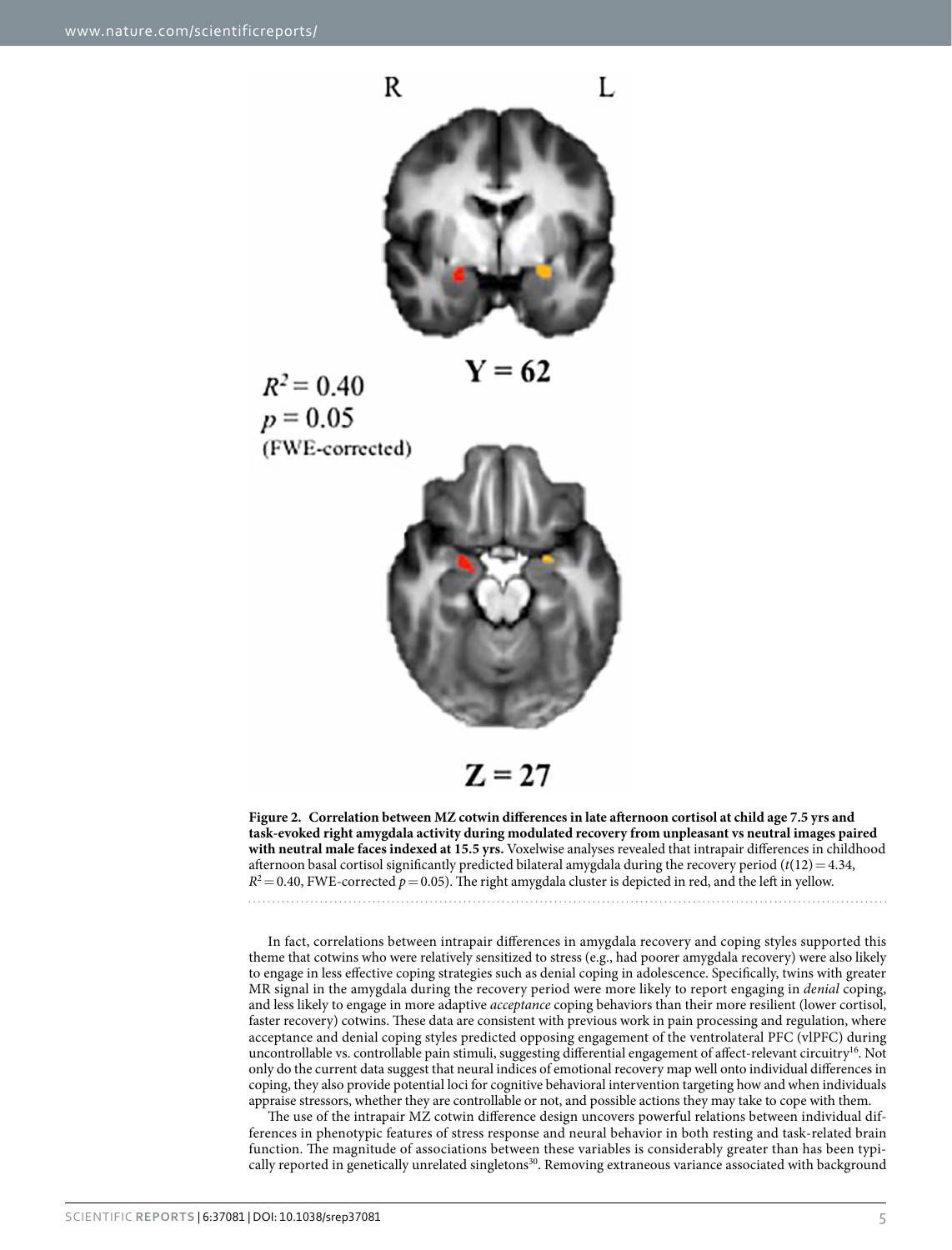**Figure 2. Correlation between MZ cotwin differences in late afternoon cortisol at child age 7.5 yrs and task-evoked right amygdala activity during modulated recovery from unpleasant vs neutral images paired with neutral male faces indexed at 15.5 yrs.** Voxelwise analyses revealed that intrapair differences in childhood afternoon basal cortisol significantly predicted bilateral amygdala during the recovery period ($t(12) = 4.34$, $R^2 = 0.40$, FWE-corrected $p = 0.05$). The right amygdala cluster is depicted in red, and the left in yellow.

In fact, correlations between intrapair differences in amygdala recovery and coping styles supported this theme that cotwins who were relatively sensitized to stress (e.g., had poorer amygdala recovery) were also likely to engage in less effective coping strategies such as denial coping in adolescence. Specifically, twins with greater MR signal in the amygdala during the recovery period were more likely to report engaging in *denial* coping, and less likely to engage in more adaptive *acceptance* coping behaviors than their more resilient (lower cortisol, faster recovery) cotwins. These data are consistent with previous work in pain processing and regulation, where acceptance and denial coping styles predicted opposing engagement of the ventrolateral PFC (vlPFC) during uncontrollable vs. controllable pain stimuli, suggesting differential engagement of affect-relevant circuitry[16]. Not only do the current data suggest that neural indices of emotional recovery map well onto individual differences in coping, they also provide potential loci for cognitive behavioral intervention targeting how and when individuals appraise stressors, whether they are controllable or not, and possible actions they may take to cope with them.

The use of the intrapair MZ cotwin difference design uncovers powerful relations between individual differences in phenotypic features of stress response and neural behavior in both resting and task-related brain function. The magnitude of associations between these variables is considerably greater than has been typically reported in genetically unrelated singletons[30]. Removing extraneous variance associated with background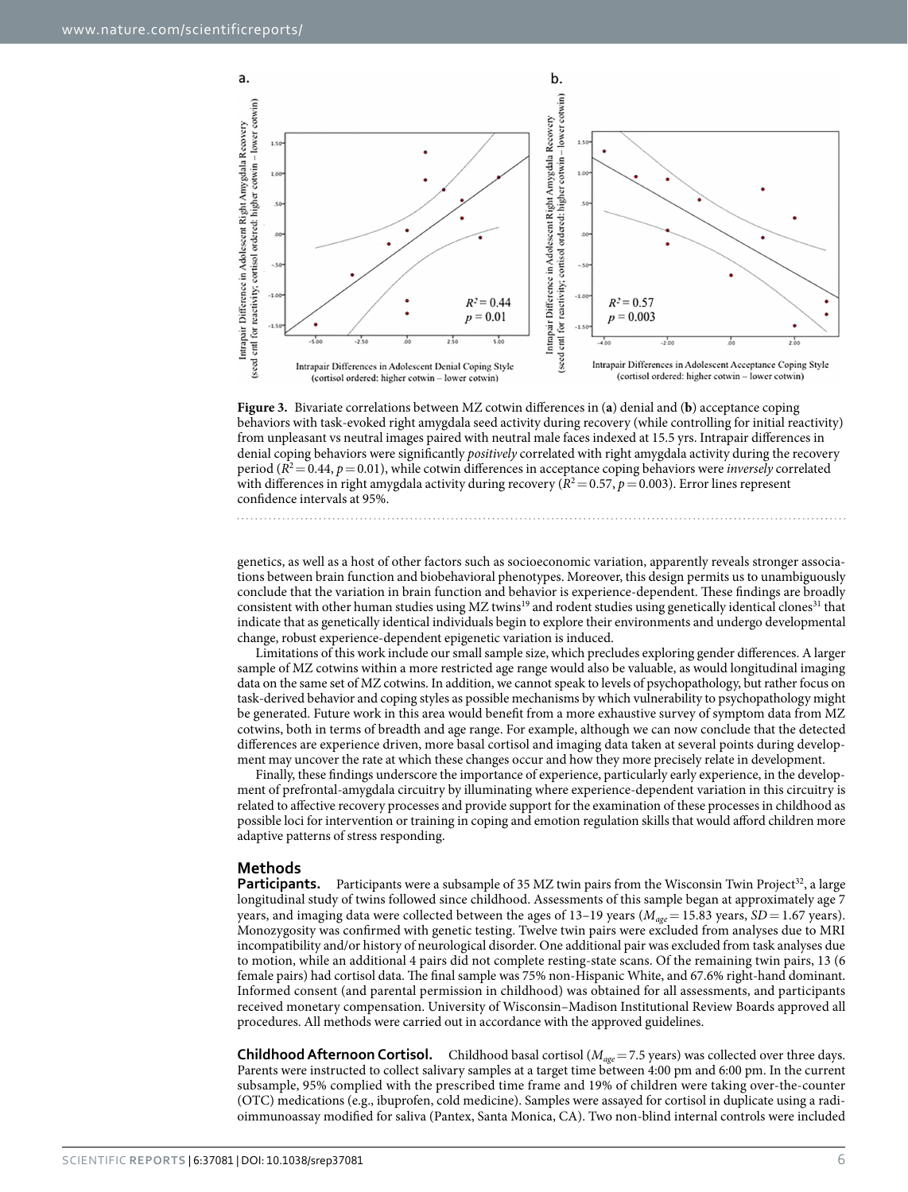**Figure 3.** Bivariate correlations between MZ cotwin differences in (**a**) denial and (**b**) acceptance coping behaviors with task-evoked right amygdala seed activity during recovery (while controlling for initial reactivity) from unpleasant vs neutral images paired with neutral male faces indexed at 15.5 yrs. Intrapair differences in denial coping behaviors were significantly *positively* correlated with right amygdala activity during the recovery period ($R^2 = 0.44$, $p = 0.01$), while cotwin differences in acceptance coping behaviors were *inversely* correlated with differences in right amygdala activity during recovery ($R^2 = 0.57$, $p = 0.003$). Error lines represent confidence intervals at 95%.

genetics, as well as a host of other factors such as socioeconomic variation, apparently reveals stronger associations between brain function and biobehavioral phenotypes. Moreover, this design permits us to unambiguously conclude that the variation in brain function and behavior is experience-dependent. These findings are broadly consistent with other human studies using MZ twins[19] and rodent studies using genetically identical clones[31] that indicate that as genetically identical individuals begin to explore their environments and undergo developmental change, robust experience-dependent epigenetic variation is induced.

Limitations of this work include our small sample size, which precludes exploring gender differences. A larger sample of MZ cotwins within a more restricted age range would also be valuable, as would longitudinal imaging data on the same set of MZ cotwins. In addition, we cannot speak to levels of psychopathology, but rather focus on task-derived behavior and coping styles as possible mechanisms by which vulnerability to psychopathology might be generated. Future work in this area would benefit from a more exhaustive survey of symptom data from MZ cotwins, both in terms of breadth and age range. For example, although we can now conclude that the detected differences are experience driven, more basal cortisol and imaging data taken at several points during development may uncover the rate at which these changes occur and how they more precisely relate in development.

Finally, these findings underscore the importance of experience, particularly early experience, in the development of prefrontal-amygdala circuitry by illuminating where experience-dependent variation in this circuitry is related to affective recovery processes and provide support for the examination of these processes in childhood as possible loci for intervention or training in coping and emotion regulation skills that would afford children more adaptive patterns of stress responding.

## Methods

**Participants.** Participants were a subsample of 35 MZ twin pairs from the Wisconsin Twin Project[32], a large longitudinal study of twins followed since childhood. Assessments of this sample began at approximately age 7 years, and imaging data were collected between the ages of 13–19 years ($M_{age} = 15.83$ years, $SD = 1.67$ years). Monozygosity was confirmed with genetic testing. Twelve twin pairs were excluded from analyses due to MRI incompatibility and/or history of neurological disorder. One additional pair was excluded from task analyses due to motion, while an additional 4 pairs did not complete resting-state scans. Of the remaining twin pairs, 13 (6 female pairs) had cortisol data. The final sample was 75% non-Hispanic White, and 67.6% right-hand dominant. Informed consent (and parental permission in childhood) was obtained for all assessments, and participants received monetary compensation. University of Wisconsin–Madison Institutional Review Boards approved all procedures. All methods were carried out in accordance with the approved guidelines.

**Childhood Afternoon Cortisol.** Childhood basal cortisol ($M_{age} = 7.5$ years) was collected over three days. Parents were instructed to collect salivary samples at a target time between 4:00 pm and 6:00 pm. In the current subsample, 95% complied with the prescribed time frame and 19% of children were taking over-the-counter (OTC) medications (e.g., ibuprofen, cold medicine). Samples were assayed for cortisol in duplicate using a radioimmunoassay modified for saliva (Pantex, Santa Monica, CA). Two non-blind internal controls were included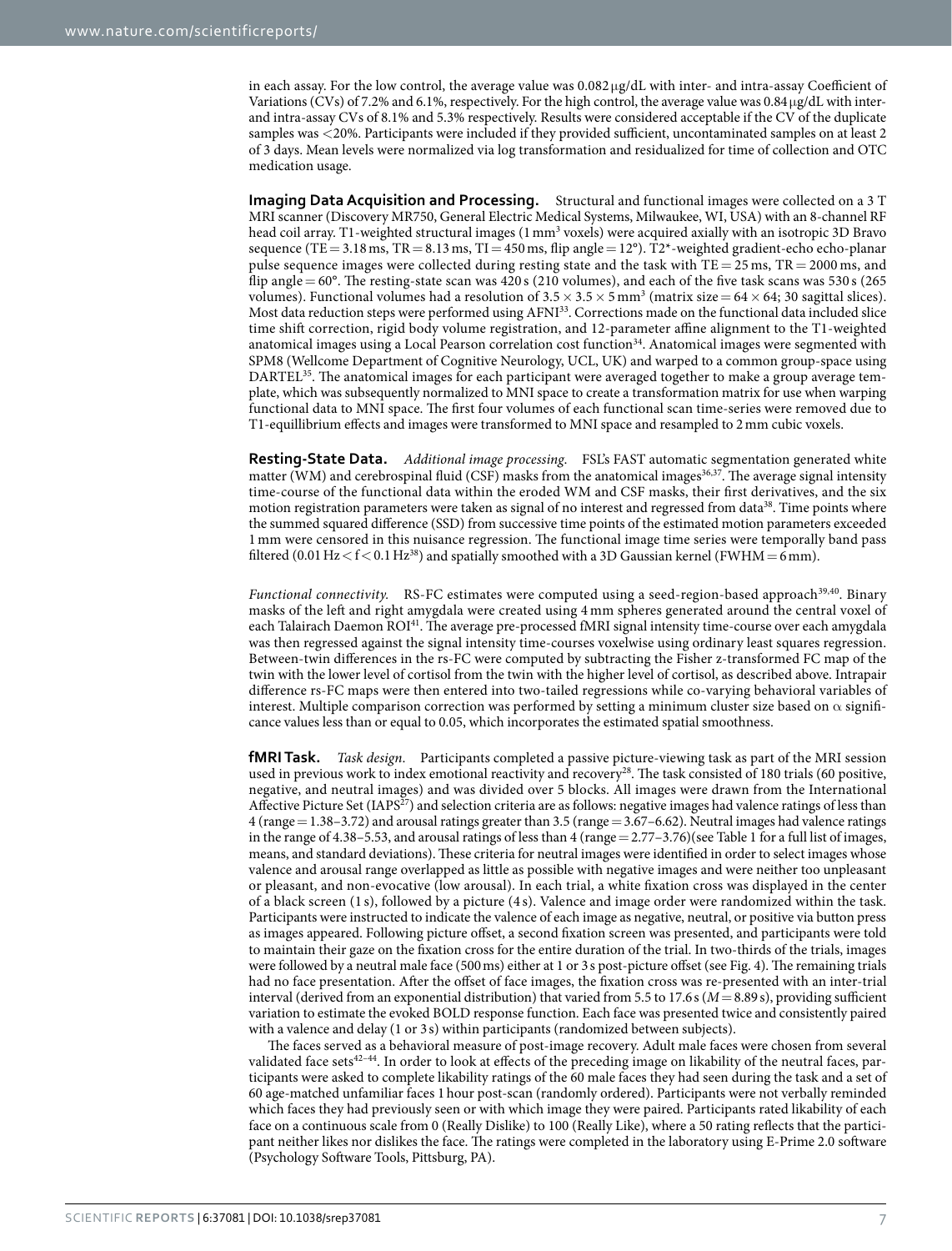in each assay. For the low control, the average value was 0.082 μg/dL with inter- and intra-assay Coefficient of Variations (CVs) of 7.2% and 6.1%, respectively. For the high control, the average value was 0.84 μg/dL with inter- and intra-assay CVs of 8.1% and 5.3% respectively. Results were considered acceptable if the CV of the duplicate samples was <20%. Participants were included if they provided sufficient, uncontaminated samples on at least 2 of 3 days. Mean levels were normalized via log transformation and residualized for time of collection and OTC medication usage.

**Imaging Data Acquisition and Processing.** Structural and functional images were collected on a 3 T MRI scanner (Discovery MR750, General Electric Medical Systems, Milwaukee, WI, USA) with an 8-channel RF head coil array. T1-weighted structural images (1 mm$^3$ voxels) were acquired axially with an isotropic 3D Bravo sequence (TE = 3.18 ms, TR = 8.13 ms, TI = 450 ms, flip angle = 12°). T2*-weighted gradient-echo echo-planar pulse sequence images were collected during resting state and the task with TE = 25 ms, TR = 2000 ms, and flip angle = 60°. The resting-state scan was 420 s (210 volumes), and each of the five task scans was 530 s (265 volumes). Functional volumes had a resolution of 3.5 × 3.5 × 5 mm$^3$ (matrix size = 64 × 64; 30 sagittal slices). Most data reduction steps were performed using AFNI[33]. Corrections made on the functional data included slice time shift correction, rigid body volume registration, and 12-parameter affine alignment to the T1-weighted anatomical images using a Local Pearson correlation cost function[34]. Anatomical images were segmented with SPM8 (Wellcome Department of Cognitive Neurology, UCL, UK) and warped to a common group-space using DARTEL[35]. The anatomical images for each participant were averaged together to make a group average template, which was subsequently normalized to MNI space to create a transformation matrix for use when warping functional data to MNI space. The first four volumes of each functional scan time-series were removed due to T1-equillibrium effects and images were transformed to MNI space and resampled to 2 mm cubic voxels.

**Resting-State Data.** *Additional image processing.* FSL's FAST automatic segmentation generated white matter (WM) and cerebrospinal fluid (CSF) masks from the anatomical images[36,37]. The average signal intensity time-course of the functional data within the eroded WM and CSF masks, their first derivatives, and the six motion registration parameters were taken as signal of no interest and regressed from data[38]. Time points where the summed squared difference (SSD) from successive time points of the estimated motion parameters exceeded 1 mm were censored in this nuisance regression. The functional image time series were temporally band pass filtered (0.01 Hz < f < 0.1 Hz[38]) and spatially smoothed with a 3D Gaussian kernel (FWHM = 6 mm).

*Functional connectivity.* RS-FC estimates were computed using a seed-region-based approach[39,40]. Binary masks of the left and right amygdala were created using 4 mm spheres generated around the central voxel of each Talairach Daemon ROI[41]. The average pre-processed fMRI signal intensity time-course over each amygdala was then regressed against the signal intensity time-courses voxelwise using ordinary least squares regression. Between-twin differences in the rs-FC were computed by subtracting the Fisher z-transformed FC map of the twin with the lower level of cortisol from the twin with the higher level of cortisol, as described above. Intrapair difference rs-FC maps were then entered into two-tailed regressions while co-varying behavioral variables of interest. Multiple comparison correction was performed by setting a minimum cluster size based on α significance values less than or equal to 0.05, which incorporates the estimated spatial smoothness.

**fMRI Task.** *Task design.* Participants completed a passive picture-viewing task as part of the MRI session used in previous work to index emotional reactivity and recovery[28]. The task consisted of 180 trials (60 positive, negative, and neutral images) and was divided over 5 blocks. All images were drawn from the International Affective Picture Set (IAPS[27]) and selection criteria are as follows: negative images had valence ratings of less than 4 (range = 1.38–3.72) and arousal ratings greater than 3.5 (range = 3.67–6.62). Neutral images had valence ratings in the range of 4.38–5.53, and arousal ratings of less than 4 (range = 2.77–3.76)(see Table 1 for a full list of images, means, and standard deviations). These criteria for neutral images were identified in order to select images whose valence and arousal range overlapped as little as possible with negative images and were neither too unpleasant or pleasant, and non-evocative (low arousal). In each trial, a white fixation cross was displayed in the center of a black screen (1 s), followed by a picture (4 s). Valence and image order were randomized within the task. Participants were instructed to indicate the valence of each image as negative, neutral, or positive via button press as images appeared. Following picture offset, a second fixation screen was presented, and participants were told to maintain their gaze on the fixation cross for the entire duration of the trial. In two-thirds of the trials, images were followed by a neutral male face (500 ms) either at 1 or 3 s post-picture offset (see Fig. 4). The remaining trials had no face presentation. After the offset of face images, the fixation cross was re-presented with an inter-trial interval (derived from an exponential distribution) that varied from 5.5 to 17.6 s ($M$ = 8.89 s), providing sufficient variation to estimate the evoked BOLD response function. Each face was presented twice and consistently paired with a valence and delay (1 or 3 s) within participants (randomized between subjects).

The faces served as a behavioral measure of post-image recovery. Adult male faces were chosen from several validated face sets[42–44]. In order to look at effects of the preceding image on likability of the neutral faces, participants were asked to complete likability ratings of the 60 male faces they had seen during the task and a set of 60 age-matched unfamiliar faces 1 hour post-scan (randomly ordered). Participants were not verbally reminded which faces they had previously seen or with which image they were paired. Participants rated likability of each face on a continuous scale from 0 (Really Dislike) to 100 (Really Like), where a 50 rating reflects that the participant neither likes nor dislikes the face. The ratings were completed in the laboratory using E-Prime 2.0 software (Psychology Software Tools, Pittsburg, PA).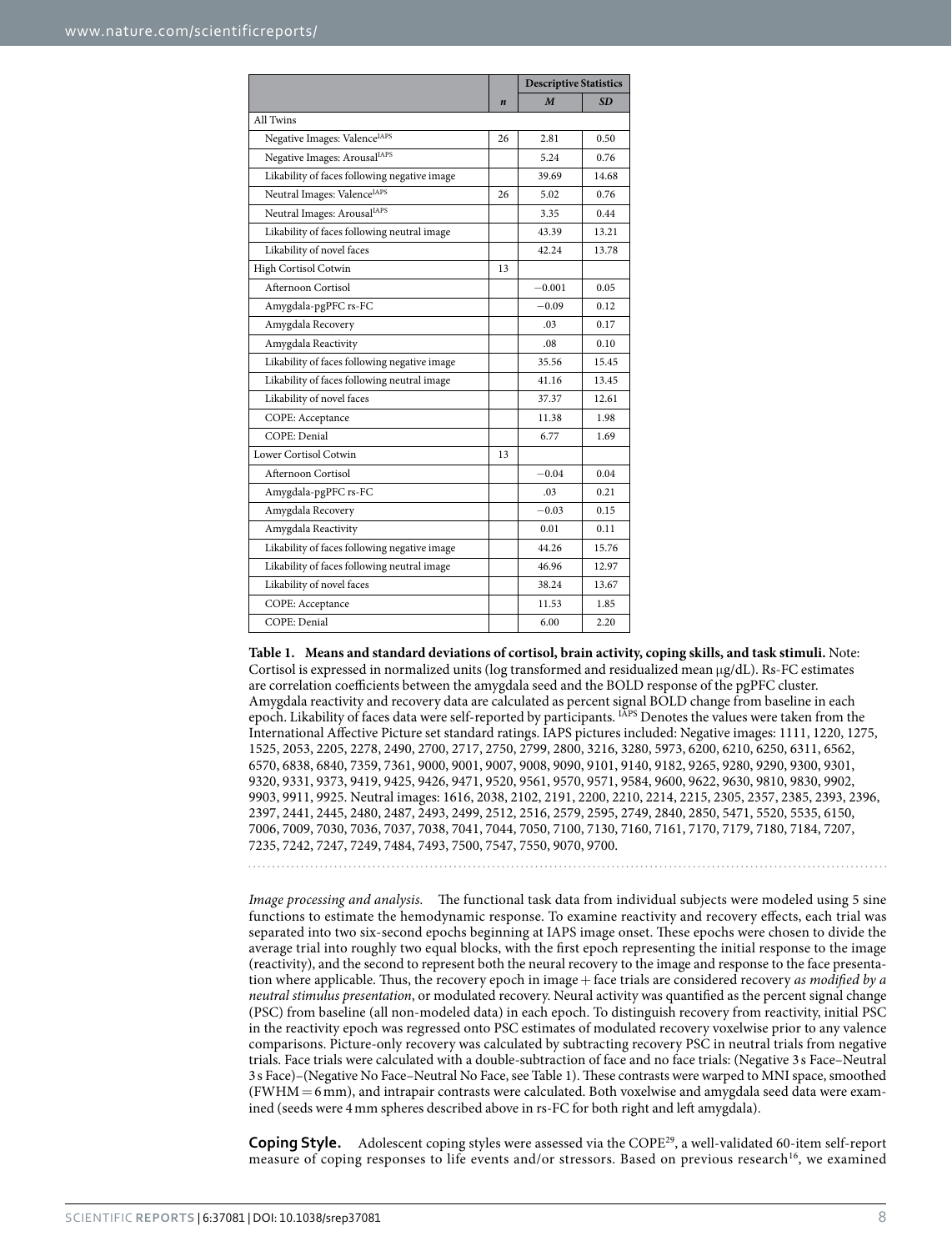| | | Descriptive Statistics | |
|---|---|---|---|
| | ***n*** | ***M*** | ***SD*** |
| All Twins | | | |
| Negative Images: Valence[IAPS] | 26 | 2.81 | 0.50 |
| Negative Images: Arousal[IAPS] | | 5.24 | 0.76 |
| Likability of faces following negative image | | 39.69 | 14.68 |
| Neutral Images: Valence[IAPS] | 26 | 5.02 | 0.76 |
| Neutral Images: Arousal[IAPS] | | 3.35 | 0.44 |
| Likability of faces following neutral image | | 43.39 | 13.21 |
| Likability of novel faces | | 42.24 | 13.78 |
| High Cortisol Cotwin | 13 | | |
| Afternoon Cortisol | | −0.001 | 0.05 |
| Amygdala-pgPFC rs-FC | | −0.09 | 0.12 |
| Amygdala Recovery | | .03 | 0.17 |
| Amygdala Reactivity | | .08 | 0.10 |
| Likability of faces following negative image | | 35.56 | 15.45 |
| Likability of faces following neutral image | | 41.16 | 13.45 |
| Likability of novel faces | | 37.37 | 12.61 |
| COPE: Acceptance | | 11.38 | 1.98 |
| COPE: Denial | | 6.77 | 1.69 |
| Lower Cortisol Cotwin | 13 | | |
| Afternoon Cortisol | | −0.04 | 0.04 |
| Amygdala-pgPFC rs-FC | | .03 | 0.21 |
| Amygdala Recovery | | −0.03 | 0.15 |
| Amygdala Reactivity | | 0.01 | 0.11 |
| Likability of faces following negative image | | 44.26 | 15.76 |
| Likability of faces following neutral image | | 46.96 | 12.97 |
| Likability of novel faces | | 38.24 | 13.67 |
| COPE: Acceptance | | 11.53 | 1.85 |
| COPE: Denial | | 6.00 | 2.20 |

**Table 1. Means and standard deviations of cortisol, brain activity, coping skills, and task stimuli.** Note: Cortisol is expressed in normalized units (log transformed and residualized mean μg/dL). Rs-FC estimates are correlation coefficients between the amygdala seed and the BOLD response of the pgPFC cluster. Amygdala reactivity and recovery data are calculated as percent signal BOLD change from baseline in each epoch. Likability of faces data were self-reported by participants. [IAPS] Denotes the values were taken from the International Affective Picture set standard ratings. IAPS pictures included: Negative images: 1111, 1220, 1275, 1525, 2053, 2205, 2278, 2490, 2700, 2717, 2750, 2799, 2800, 3216, 3280, 5973, 6200, 6210, 6250, 6311, 6562, 6570, 6838, 6840, 7359, 7361, 9000, 9001, 9007, 9008, 9090, 9101, 9140, 9182, 9265, 9280, 9290, 9300, 9301, 9320, 9331, 9373, 9419, 9425, 9426, 9471, 9520, 9561, 9570, 9571, 9584, 9600, 9622, 9630, 9810, 9830, 9902, 9903, 9911, 9925. Neutral images: 1616, 2038, 2102, 2191, 2200, 2210, 2214, 2215, 2305, 2357, 2385, 2393, 2396, 2397, 2441, 2445, 2480, 2487, 2493, 2499, 2512, 2516, 2579, 2595, 2749, 2840, 2850, 5471, 5520, 5535, 6150, 7006, 7009, 7030, 7036, 7037, 7038, 7041, 7044, 7050, 7100, 7130, 7160, 7161, 7170, 7179, 7180, 7184, 7207, 7235, 7242, 7247, 7249, 7484, 7493, 7500, 7547, 7550, 9070, 9700.

*Image processing and analysis.* The functional task data from individual subjects were modeled using 5 sine functions to estimate the hemodynamic response. To examine reactivity and recovery effects, each trial was separated into two six-second epochs beginning at IAPS image onset. These epochs were chosen to divide the average trial into roughly two equal blocks, with the first epoch representing the initial response to the image (reactivity), and the second to represent both the neural recovery to the image and response to the face presentation where applicable. Thus, the recovery epoch in image + face trials are considered recovery *as modified by a neutral stimulus presentation*, or modulated recovery. Neural activity was quantified as the percent signal change (PSC) from baseline (all non-modeled data) in each epoch. To distinguish recovery from reactivity, initial PSC in the reactivity epoch was regressed onto PSC estimates of modulated recovery voxelwise prior to any valence comparisons. Picture-only recovery was calculated by subtracting recovery PSC in neutral trials from negative trials. Face trials were calculated with a double-subtraction of face and no face trials: (Negative 3 s Face–Neutral 3 s Face)–(Negative No Face–Neutral No Face, see Table 1). These contrasts were warped to MNI space, smoothed (FWHM = 6 mm), and intrapair contrasts were calculated. Both voxelwise and amygdala seed data were examined (seeds were 4 mm spheres described above in rs-FC for both right and left amygdala).

**Coping Style.** Adolescent coping styles were assessed via the COPE[29], a well-validated 60-item self-report measure of coping responses to life events and/or stressors. Based on previous research[16], we examined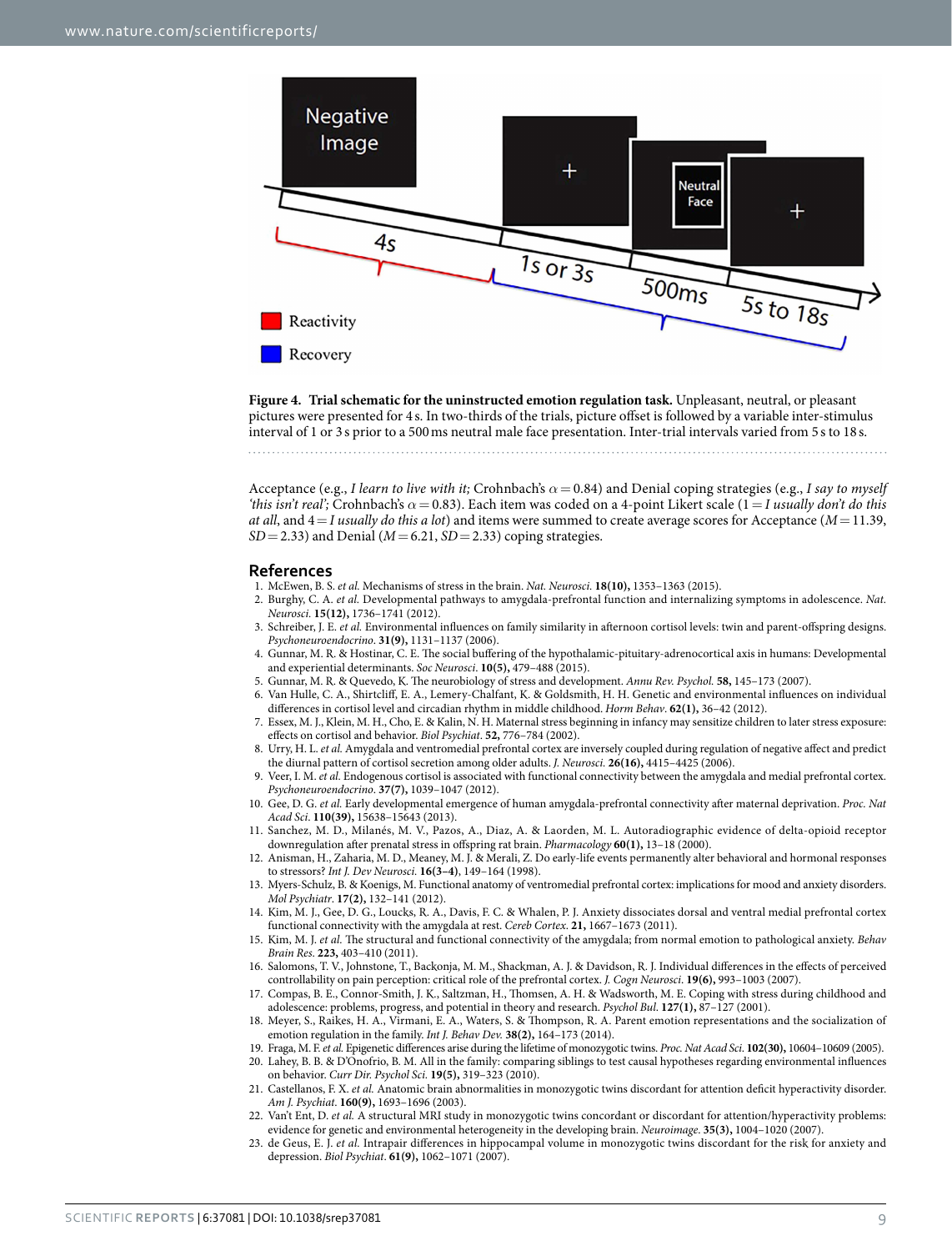**Figure 4. Trial schematic for the uninstructed emotion regulation task.** Unpleasant, neutral, or pleasant pictures were presented for 4 s. In two-thirds of the trials, picture offset is followed by a variable inter-stimulus interval of 1 or 3 s prior to a 500 ms neutral male face presentation. Inter-trial intervals varied from 5 s to 18 s.

Acceptance (e.g., *I learn to live with it;* Crohnbach's $\alpha = 0.84$) and Denial coping strategies (e.g., *I say to myself 'this isn't real';* Crohnbach's $\alpha = 0.83$). Each item was coded on a 4-point Likert scale (1 = *I usually don't do this at all*, and 4 = *I usually do this a lot*) and items were summed to create average scores for Acceptance ($M = 11.39$, $SD = 2.33$) and Denial ($M = 6.21$, $SD = 2.33$) coping strategies.

## References

1. McEwen, B. S. *et al.* Mechanisms of stress in the brain. *Nat. Neurosci.* **18(10),** 1353–1363 (2015).
2. Burghy, C. A. *et al.* Developmental pathways to amygdala-prefrontal function and internalizing symptoms in adolescence. *Nat. Neurosci.* **15(12),** 1736–1741 (2012).
3. Schreiber, J. E. *et al.* Environmental influences on family similarity in afternoon cortisol levels: twin and parent-offspring designs. *Psychoneuroendocrino*. **31(9),** 1131–1137 (2006).
4. Gunnar, M. R. & Hostinar, C. E. The social buffering of the hypothalamic-pituitary-adrenocortical axis in humans: Developmental and experiential determinants. *Soc Neurosci*. **10(5),** 479–488 (2015).
5. Gunnar, M. R. & Quevedo, K. The neurobiology of stress and development. *Annu Rev. Psychol.* **58,** 145–173 (2007).
6. Van Hulle, C. A., Shirtcliff, E. A., Lemery-Chalfant, K. & Goldsmith, H. H. Genetic and environmental influences on individual differences in cortisol level and circadian rhythm in middle childhood. *Horm Behav*. **62(1),** 36–42 (2012).
7. Essex, M. J., Klein, M. H., Cho, E. & Kalin, N. H. Maternal stress beginning in infancy may sensitize children to later stress exposure: effects on cortisol and behavior. *Biol Psychiat*. **52,** 776–784 (2002).
8. Urry, H. L. *et al.* Amygdala and ventromedial prefrontal cortex are inversely coupled during regulation of negative affect and predict the diurnal pattern of cortisol secretion among older adults. *J. Neurosci.* **26(16),** 4415–4425 (2006).
9. Veer, I. M. *et al.* Endogenous cortisol is associated with functional connectivity between the amygdala and medial prefrontal cortex. *Psychoneuroendocrino*. **37(7),** 1039–1047 (2012).
10. Gee, D. G. *et al.* Early developmental emergence of human amygdala-prefrontal connectivity after maternal deprivation. *Proc. Nat Acad Sci.* **110(39),** 15638–15643 (2013).
11. Sanchez, M. D., Milanés, M. V., Pazos, A., Diaz, A. & Laorden, M. L. Autoradiographic evidence of delta-opioid receptor downregulation after prenatal stress in offspring rat brain. *Pharmacology* **60(1),** 13–18 (2000).
12. Anisman, H., Zaharia, M. D., Meaney, M. J. & Merali, Z. Do early-life events permanently alter behavioral and hormonal responses to stressors? *Int J. Dev Neurosci.* **16(3–4),** 149–164 (1998).
13. Myers-Schulz, B. & Koenigs, M. Functional anatomy of ventromedial prefrontal cortex: implications for mood and anxiety disorders. *Mol Psychiatr*. **17(2),** 132–141 (2012).
14. Kim, M. J., Gee, D. G., Loucks, R. A., Davis, F. C. & Whalen, P. J. Anxiety dissociates dorsal and ventral medial prefrontal cortex functional connectivity with the amygdala at rest. *Cereb Cortex*. **21,** 1667–1673 (2011).
15. Kim, M. J. *et al.* The structural and functional connectivity of the amygdala; from normal emotion to pathological anxiety. *Behav Brain Res*. **223,** 403–410 (2011).
16. Salomons, T. V., Johnstone, T., Backonja, M. M., Shackman, A. J. & Davidson, R. J. Individual differences in the effects of perceived controllability on pain perception: critical role of the prefrontal cortex. *J. Cogn Neurosci*. **19(6),** 993–1003 (2007).
17. Compas, B. E., Connor-Smith, J. K., Saltzman, H., Thomsen, A. H. & Wadsworth, M. E. Coping with stress during childhood and adolescence: problems, progress, and potential in theory and research. *Psychol Bul.* **127(1),** 87–127 (2001).
18. Meyer, S., Raikes, H. A., Virmani, E. A., Waters, S. & Thompson, R. A. Parent emotion representations and the socialization of emotion regulation in the family. *Int J. Behav Dev.* **38(2),** 164–173 (2014).
19. Fraga, M. F. *et al.* Epigenetic differences arise during the lifetime of monozygotic twins. *Proc. Nat Acad Sci.* **102(30),** 10604–10609 (2005).
20. Lahey, B. B. & D'Onofrio, B. M. All in the family: comparing siblings to test causal hypotheses regarding environmental influences on behavior. *Curr Dir. Psychol Sci.* **19(5),** 319–323 (2010).
21. Castellanos, F. X. *et al.* Anatomic brain abnormalities in monozygotic twins discordant for attention deficit hyperactivity disorder. *Am J. Psychiat*. **160(9),** 1693–1696 (2003).
22. Van't Ent, D. *et al.* A structural MRI study in monozygotic twins concordant or discordant for attention/hyperactivity problems: evidence for genetic and environmental heterogeneity in the developing brain. *Neuroimage*. **35(3),** 1004–1020 (2007).
23. de Geus, E. J. *et al.* Intrapair differences in hippocampal volume in monozygotic twins discordant for the risk for anxiety and depression. *Biol Psychiat*. **61(9),** 1062–1071 (2007).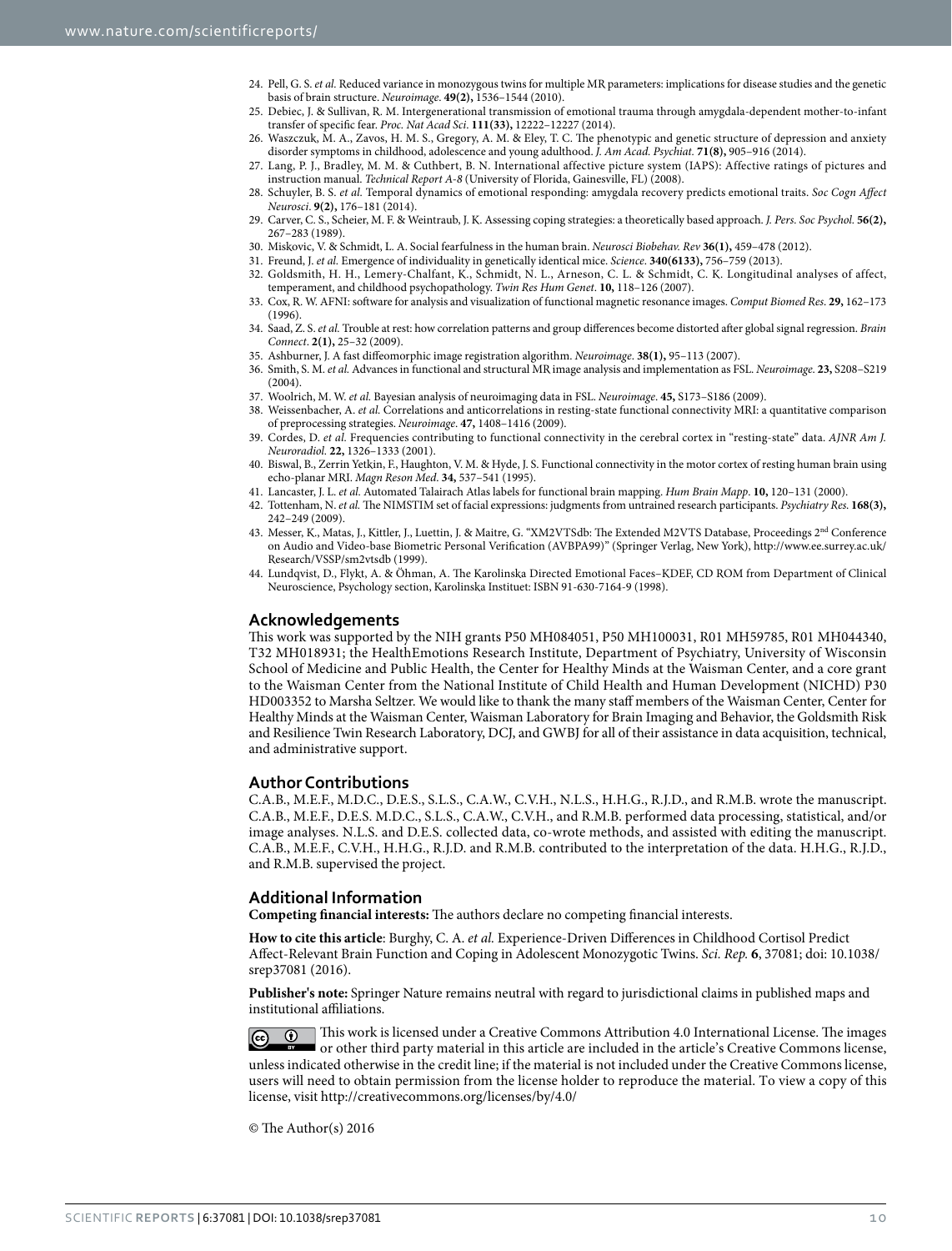24. Pell, G. S. *et al.* Reduced variance in monozygous twins for multiple MR parameters: implications for disease studies and the genetic basis of brain structure. *Neuroimage*. **49(2),** 1536–1544 (2010).
25. Debiec, J. & Sullivan, R. M. Intergenerational transmission of emotional trauma through amygdala-dependent mother-to-infant transfer of specific fear. *Proc. Nat Acad Sci*. **111(33),** 12222–12227 (2014).
26. Waszczuk, M. A., Zavos, H. M. S., Gregory, A. M. & Eley, T. C. The phenotypic and genetic structure of depression and anxiety disorder symptoms in childhood, adolescence and young adulthood. *J. Am Acad. Psychiat.* **71(8),** 905–916 (2014).
27. Lang, P. J., Bradley, M. M. & Cuthbert, B. N. International affective picture system (IAPS): Affective ratings of pictures and instruction manual. *Technical Report A-8* (University of Florida, Gainesville, FL) (2008).
28. Schuyler, B. S. *et al.* Temporal dynamics of emotional responding: amygdala recovery predicts emotional traits. *Soc Cogn Affect Neurosci*. **9(2),** 176–181 (2014).
29. Carver, C. S., Scheier, M. F. & Weintraub, J. K. Assessing coping strategies: a theoretically based approach. *J. Pers. Soc Psychol.* **56(2),** 267–283 (1989).
30. Miskovic, V. & Schmidt, L. A. Social fearfulness in the human brain. *Neurosci Biobehav. Rev* **36(1),** 459–478 (2012).
31. Freund, J. *et al.* Emergence of individuality in genetically identical mice. *Science*. **340(6133),** 756–759 (2013).
32. Goldsmith, H. H., Lemery-Chalfant, K., Schmidt, N. L., Arneson, C. L. & Schmidt, C. K. Longitudinal analyses of affect, temperament, and childhood psychopathology. *Twin Res Hum Genet*. **10,** 118–126 (2007).
33. Cox, R. W. AFNI: software for analysis and visualization of functional magnetic resonance images. *Comput Biomed Res*. **29,** 162–173 (1996).
34. Saad, Z. S. *et al.* Trouble at rest: how correlation patterns and group differences become distorted after global signal regression. *Brain Connect*. **2(1),** 25–32 (2009).
35. Ashburner, J. A fast diffeomorphic image registration algorithm. *Neuroimage*. **38(1),** 95–113 (2007).
36. Smith, S. M. *et al.* Advances in functional and structural MR image analysis and implementation as FSL. *Neuroimage.* **23,** S208–S219 (2004).
37. Woolrich, M. W. *et al.* Bayesian analysis of neuroimaging data in FSL. *Neuroimage*. **45,** S173–S186 (2009).
38. Weissenbacher, A. *et al.* Correlations and anticorrelations in resting-state functional connectivity MRI: a quantitative comparison of preprocessing strategies. *Neuroimage*. **47,** 1408–1416 (2009).
39. Cordes, D. *et al.* Frequencies contributing to functional connectivity in the cerebral cortex in "resting-state" data. *AJNR Am J. Neuroradiol.* **22,** 1326–1333 (2001).
40. Biswal, B., Zerrin Yetkin, F., Haughton, V. M. & Hyde, J. S. Functional connectivity in the motor cortex of resting human brain using echo-planar MRI. *Magn Reson Med*. **34,** 537–541 (1995).
41. Lancaster, J. L. *et al.* Automated Talairach Atlas labels for functional brain mapping. *Hum Brain Mapp*. **10,** 120–131 (2000).
42. Tottenham, N. *et al.* The NIMSTIM set of facial expressions: judgments from untrained research participants. *Psychiatry Res.* **168(3),** 242–249 (2009).
43. Messer, K., Matas, J., Kittler, J., Luettin, J. & Maitre, G. "XM2VTSdb: The Extended M2VTS Database, Proceedings 2nd Conference on Audio and Video-base Biometric Personal Verification (AVBPA99)" (Springer Verlag, New York), http://www.ee.surrey.ac.uk/Research/VSSP/sm2vtsdb (1999).
44. Lundqvist, D., Flykt, A. & Öhman, A. The Karolinska Directed Emotional Faces–KDEF, CD ROM from Department of Clinical Neuroscience, Psychology section, Karolinska Instituet: ISBN 91-630-7164-9 (1998).

## Acknowledgements

This work was supported by the NIH grants P50 MH084051, P50 MH100031, R01 MH59785, R01 MH044340, T32 MH018931; the HealthEmotions Research Institute, Department of Psychiatry, University of Wisconsin School of Medicine and Public Health, the Center for Healthy Minds at the Waisman Center, and a core grant to the Waisman Center from the National Institute of Child Health and Human Development (NICHD) P30 HD003352 to Marsha Seltzer. We would like to thank the many staff members of the Waisman Center, Center for Healthy Minds at the Waisman Center, Waisman Laboratory for Brain Imaging and Behavior, the Goldsmith Risk and Resilience Twin Research Laboratory, DCJ, and GWBJ for all of their assistance in data acquisition, technical, and administrative support.

## Author Contributions

C.A.B., M.E.F., M.D.C., D.E.S., S.L.S., C.A.W., C.V.H., N.L.S., H.H.G., R.J.D., and R.M.B. wrote the manuscript. C.A.B., M.E.F., D.E.S. M.D.C., S.L.S., C.A.W., C.V.H., and R.M.B. performed data processing, statistical, and/or image analyses. N.L.S. and D.E.S. collected data, co-wrote methods, and assisted with editing the manuscript. C.A.B., M.E.F., C.V.H., H.H.G., R.J.D. and R.M.B. contributed to the interpretation of the data. H.H.G., R.J.D., and R.M.B. supervised the project.

## Additional Information

**Competing financial interests:** The authors declare no competing financial interests.

**How to cite this article**: Burghy, C. A. *et al.* Experience-Driven Differences in Childhood Cortisol Predict Affect-Relevant Brain Function and Coping in Adolescent Monozygotic Twins. *Sci. Rep.* **6**, 37081; doi: 10.1038/srep37081 (2016).

**Publisher's note:** Springer Nature remains neutral with regard to jurisdictional claims in published maps and institutional affiliations.

This work is licensed under a Creative Commons Attribution 4.0 International License. The images or other third party material in this article are included in the article's Creative Commons license, unless indicated otherwise in the credit line; if the material is not included under the Creative Commons license, users will need to obtain permission from the license holder to reproduce the material. To view a copy of this license, visit http://creativecommons.org/licenses/by/4.0/

© The Author(s) 2016